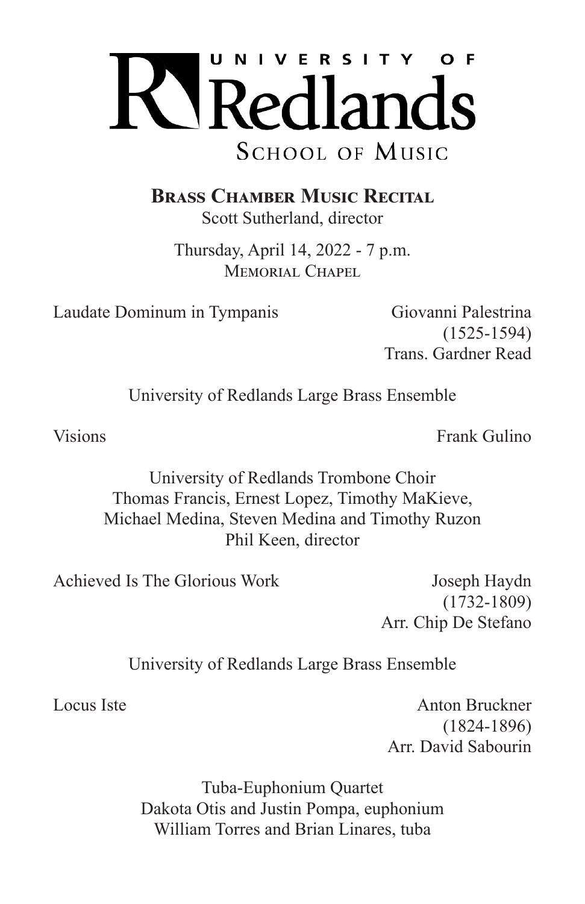# University of Redlands School of Music

## Brass Chamber Music Recital

Scott Sutherland, director

Thursday, April 14, 2022 - 7 p.m.
Memorial Chapel

Laudate Dominum in Tympanis — Giovanni Palestrina (1525-1594), Trans. Gardner Read

University of Redlands Large Brass Ensemble

Visions — Frank Gulino

University of Redlands Trombone Choir
Thomas Francis, Ernest Lopez, Timothy MaKieve, Michael Medina, Steven Medina and Timothy Ruzon
Phil Keen, director

Achieved Is The Glorious Work — Joseph Haydn (1732-1809), Arr. Chip De Stefano

University of Redlands Large Brass Ensemble

Locus Iste — Anton Bruckner (1824-1896), Arr. David Sabourin

Tuba-Euphonium Quartet
Dakota Otis and Justin Pompa, euphonium
William Torres and Brian Linares, tuba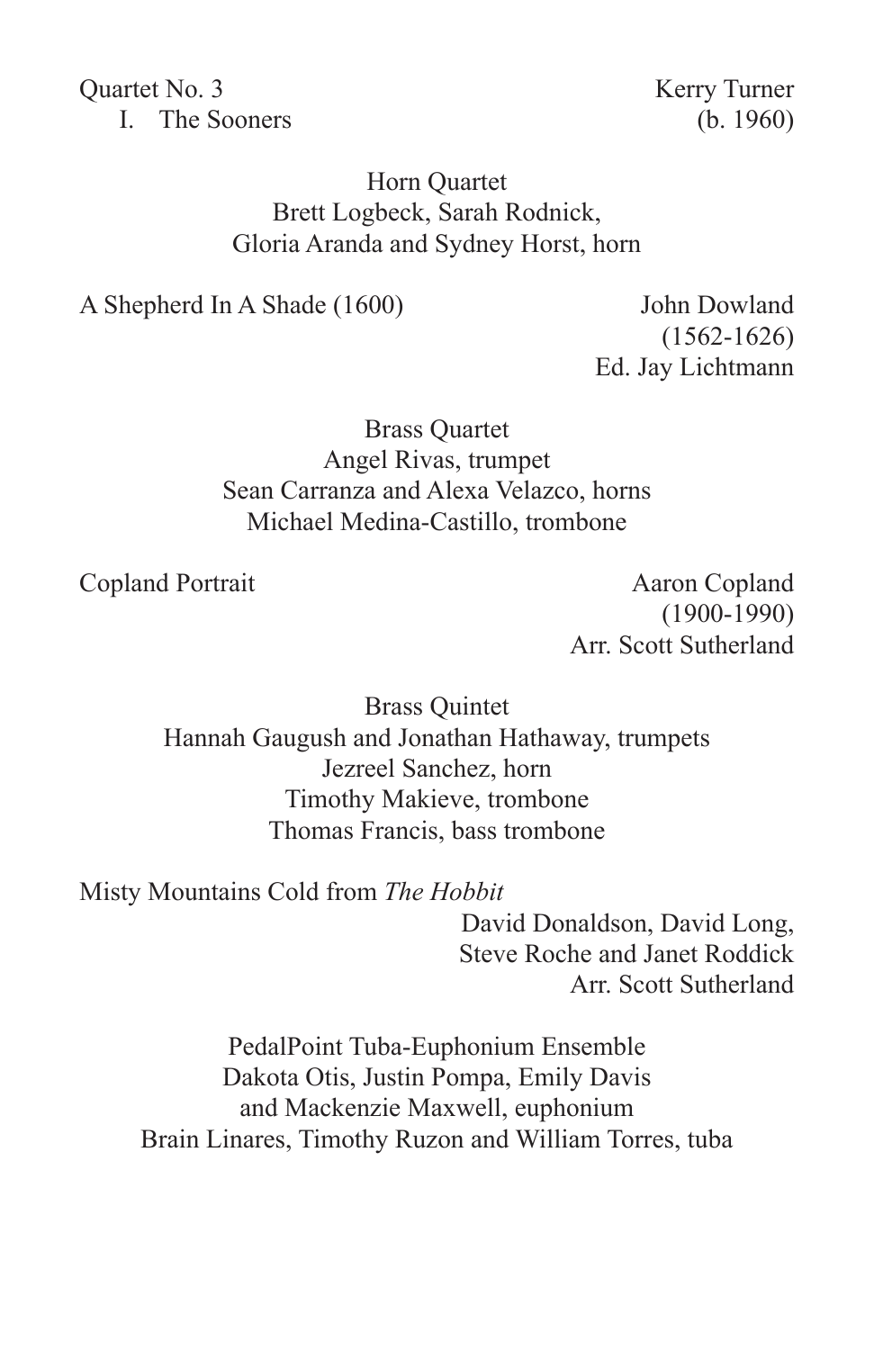Quartet No. 3 — Kerry Turner (b. 1960)
I. The Sooners

Horn Quartet
Brett Logbeck, Sarah Rodnick,
Gloria Aranda and Sydney Horst, horn

A Shepherd In A Shade (1600) — John Dowland (1562-1626)
Ed. Jay Lichtmann

Brass Quartet
Angel Rivas, trumpet
Sean Carranza and Alexa Velazco, horns
Michael Medina-Castillo, trombone

Copland Portrait — Aaron Copland (1900-1990)
Arr. Scott Sutherland

Brass Quintet
Hannah Gaugush and Jonathan Hathaway, trumpets
Jezreel Sanchez, horn
Timothy Makieve, trombone
Thomas Francis, bass trombone

Misty Mountains Cold from *The Hobbit* — David Donaldson, David Long, Steve Roche and Janet Roddick
Arr. Scott Sutherland

PedalPoint Tuba-Euphonium Ensemble
Dakota Otis, Justin Pompa, Emily Davis
and Mackenzie Maxwell, euphonium
Brain Linares, Timothy Ruzon and William Torres, tuba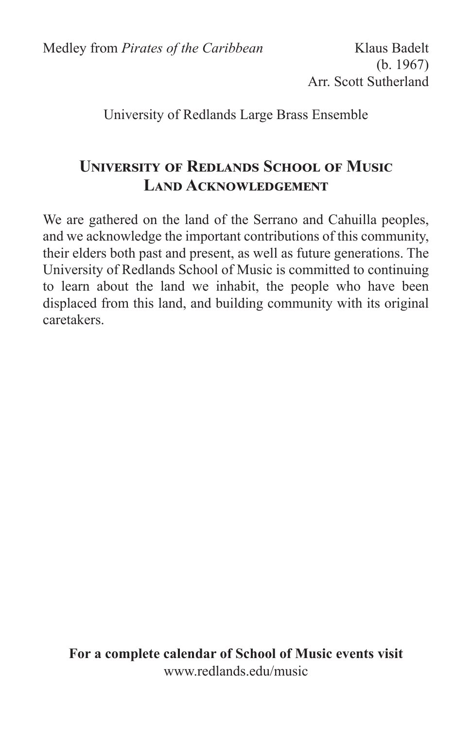Medley from *Pirates of the Caribbean* Klaus Badelt
(b. 1967)
Arr. Scott Sutherland

University of Redlands Large Brass Ensemble

## University of Redlands School of Music Land Acknowledgement

We are gathered on the land of the Serrano and Cahuilla peoples, and we acknowledge the important contributions of this community, their elders both past and present, as well as future generations. The University of Redlands School of Music is committed to continuing to learn about the land we inhabit, the people who have been displaced from this land, and building community with its original caretakers.

**For a complete calendar of School of Music events visit**
www.redlands.edu/music